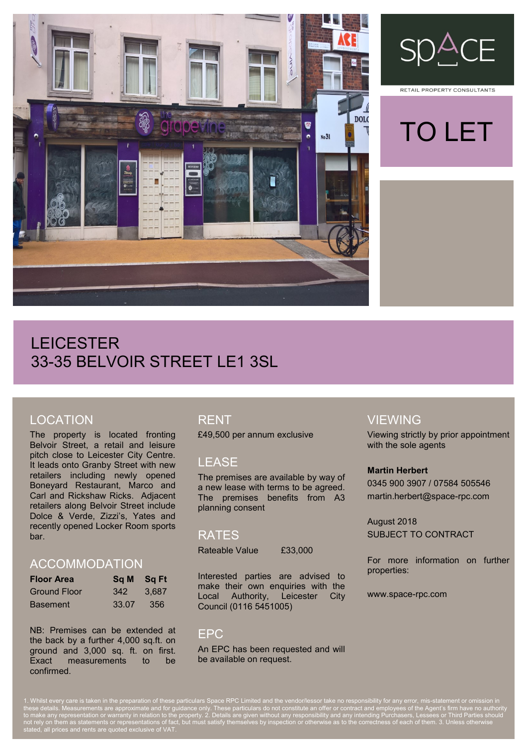SPACE

RETAIL PROPERTY CONSULTANTS

# TO LET

# LEICESTER
# 33-35 BELVOIR STREET LE1 3SL

## LOCATION

The property is located fronting Belvoir Street, a retail and leisure pitch close to Leicester City Centre. It leads onto Granby Street with new retailers including newly opened Boneyard Restaurant, Marco and Carl and Rickshaw Ricks. Adjacent retailers along Belvoir Street include Dolce & Verde, Zizzi's, Yates and recently opened Locker Room sports bar.

## ACCOMMODATION

| Floor Area | Sq M | Sq Ft |
|---|---|---|
| Ground Floor | 342 | 3,687 |
| Basement | 33.07 | 356 |

NB: Premises can be extended at the back by a further 4,000 sq.ft. on ground and 3,000 sq. ft. on first. Exact measurements to be confirmed.

## RENT

£49,500 per annum exclusive

## LEASE

The premises are available by way of a new lease with terms to be agreed. The premises benefits from A3 planning consent

## RATES

Rateable Value £33,000

Interested parties are advised to make their own enquiries with the Local Authority, Leicester City Council (0116 5451005)

## EPC

An EPC has been requested and will be available on request.

## VIEWING

Viewing strictly by prior appointment with the sole agents

**Martin Herbert**

0345 900 3907 / 07584 505546

martin.herbert@space-rpc.com

August 2018

SUBJECT TO CONTRACT

For more information on further properties:

www.space-rpc.com

1. Whilst every care is taken in the preparation of these particulars Space RPC Limited and the vendor/lessor take no responsibility for any error, mis-statement or omission in these details. Measurements are approximate and for guidance only. These particulars do not constitute an offer or contract and employees of the Agent's firm have no authority to make any representation or warranty in relation to the property. 2. Details are given without any responsibility and any intending Purchasers, Lessees or Third Parties should not rely on them as statements or representations of fact, but must satisfy themselves by inspection or otherwise as to the correctness of each of them. 3. Unless otherwise stated, all prices and rents are quoted exclusive of VAT.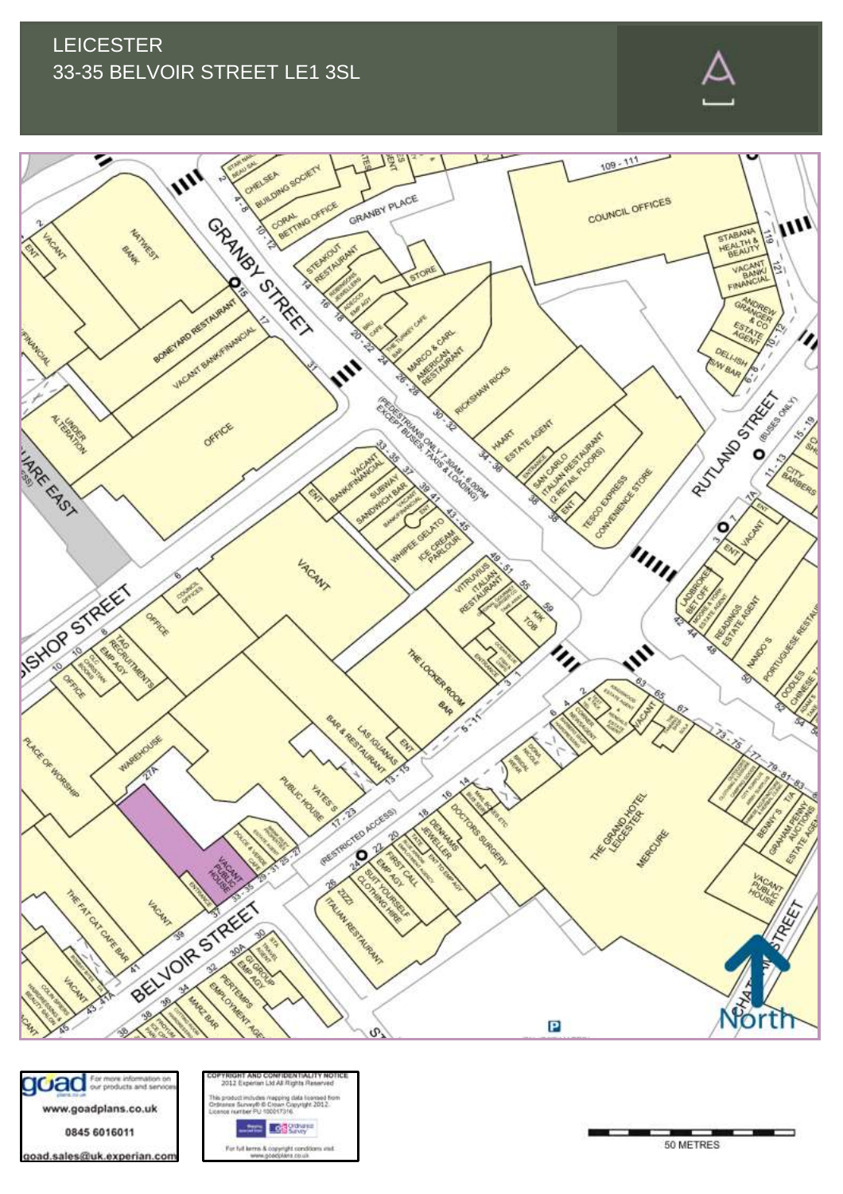# LEICESTER
## 33-35 BELVOIR STREET LE1 3SL

North

50 METRES

goad
For more information on our products and services
www.goadplans.co.uk
0845 6016011
goad.sales@uk.experian.com

COPYRIGHT AND CONFIDENTIALITY NOTICE
2012 Experian Ltd All Rights Reserved
This product includes mapping data licensed from Ordnance Survey® © Crown Copyright 2012. Licence number PU 100017316.
For full terms & copyright conditions visit www.goadplans.co.uk